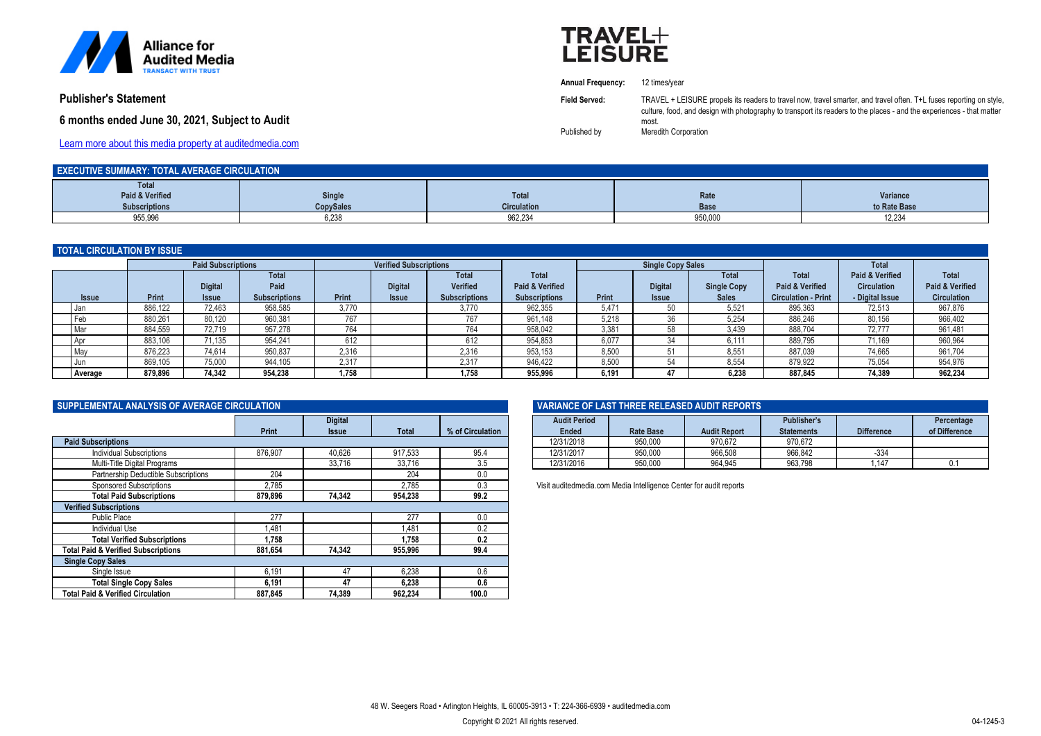Alliance for Audited Media

TRANSACT WITH TRUST

# Publisher's Statement

## 6 months ended June 30, 2021, Subject to Audit

Learn more about this media property at auditedmedia.com

# TRAVEL+ LEISURE

**Annual Frequency:** 12 times/year

**Field Served:** TRAVEL + LEISURE propels its readers to travel now, travel smarter, and travel often. T+L fuses reporting on style, culture, food, and design with photography to transport its readers to the places - and the experiences - that matter most.

Published by Meredith Corporation

## EXECUTIVE SUMMARY: TOTAL AVERAGE CIRCULATION

| Total Paid & Verified Subscriptions | Single CopySales | Total Circulation | Rate Base | Variance to Rate Base |
|---|---|---|---|---|
| 955,996 | 6,238 | 962,234 | 950,000 | 12,234 |

## TOTAL CIRCULATION BY ISSUE

| | Paid Subscriptions | | | Verified Subscriptions | | | | Single Copy Sales | | | | | |
|---|---|---|---|---|---|---|---|---|---|---|---|---|---|
| Issue | Print | Digital Issue | Total Paid Subscriptions | Print | Digital Issue | Total Verified Subscriptions | Total Paid & Verified Subscriptions | Print | Digital Issue | Total Single Copy Sales | Total Paid & Verified Circulation - Print | Total Paid & Verified Circulation - Digital Issue | Total Paid & Verified Circulation |
| Jan | 886,122 | 72,463 | 958,585 | 3,770 | | 3,770 | 962,355 | 5,471 | 50 | 5,521 | 895,363 | 72,513 | 967,876 |
| Feb | 880,261 | 80,120 | 960,381 | 767 | | 767 | 961,148 | 5,218 | 36 | 5,254 | 886,246 | 80,156 | 966,402 |
| Mar | 884,559 | 72,719 | 957,278 | 764 | | 764 | 958,042 | 3,381 | 58 | 3,439 | 888,704 | 72,777 | 961,481 |
| Apr | 883,106 | 71,135 | 954,241 | 612 | | 612 | 954,853 | 6,077 | 34 | 6,111 | 889,795 | 71,169 | 960,964 |
| May | 876,223 | 74,614 | 950,837 | 2,316 | | 2,316 | 953,153 | 8,500 | 51 | 8,551 | 887,039 | 74,665 | 961,704 |
| Jun | 869,105 | 75,000 | 944,105 | 2,317 | | 2,317 | 946,422 | 8,500 | 54 | 8,554 | 879,922 | 75,054 | 954,976 |
| **Average** | **879,896** | **74,342** | **954,238** | **1,758** | | **1,758** | **955,996** | **6,191** | **47** | **6,238** | **887,845** | **74,389** | **962,234** |

## SUPPLEMENTAL ANALYSIS OF AVERAGE CIRCULATION

| | Print | Digital Issue | Total | % of Circulation |
|---|---|---|---|---|
| **Paid Subscriptions** | | | | |
| Individual Subscriptions | 876,907 | 40,626 | 917,533 | 95.4 |
| Multi-Title Digital Programs | | 33,716 | 33,716 | 3.5 |
| Partnership Deductible Subscriptions | 204 | | 204 | 0.0 |
| Sponsored Subscriptions | 2,785 | | 2,785 | 0.3 |
| **Total Paid Subscriptions** | **879,896** | **74,342** | **954,238** | **99.2** |
| **Verified Subscriptions** | | | | |
| Public Place | 277 | | 277 | 0.0 |
| Individual Use | 1,481 | | 1,481 | 0.2 |
| **Total Verified Subscriptions** | **1,758** | | **1,758** | **0.2** |
| **Total Paid & Verified Subscriptions** | **881,654** | **74,342** | **955,996** | **99.4** |
| **Single Copy Sales** | | | | |
| Single Issue | 6,191 | 47 | 6,238 | 0.6 |
| **Total Single Copy Sales** | **6,191** | **47** | **6,238** | **0.6** |
| **Total Paid & Verified Circulation** | **887,845** | **74,389** | **962,234** | **100.0** |

## VARIANCE OF LAST THREE RELEASED AUDIT REPORTS

| Audit Period Ended | Rate Base | Audit Report | Publisher's Statements | Difference | Percentage of Difference |
|---|---|---|---|---|---|
| 12/31/2018 | 950,000 | 970,672 | 970,672 | | |
| 12/31/2017 | 950,000 | 966,508 | 966,842 | -334 | |
| 12/31/2016 | 950,000 | 964,945 | 963,798 | 1,147 | 0.1 |

Visit auditedmedia.com Media Intelligence Center for audit reports

48 W. Seegers Road • Arlington Heights, IL 60005-3913 • T: 224-366-6939 • auditedmedia.com

Copyright © 2021 All rights reserved.

04-1245-3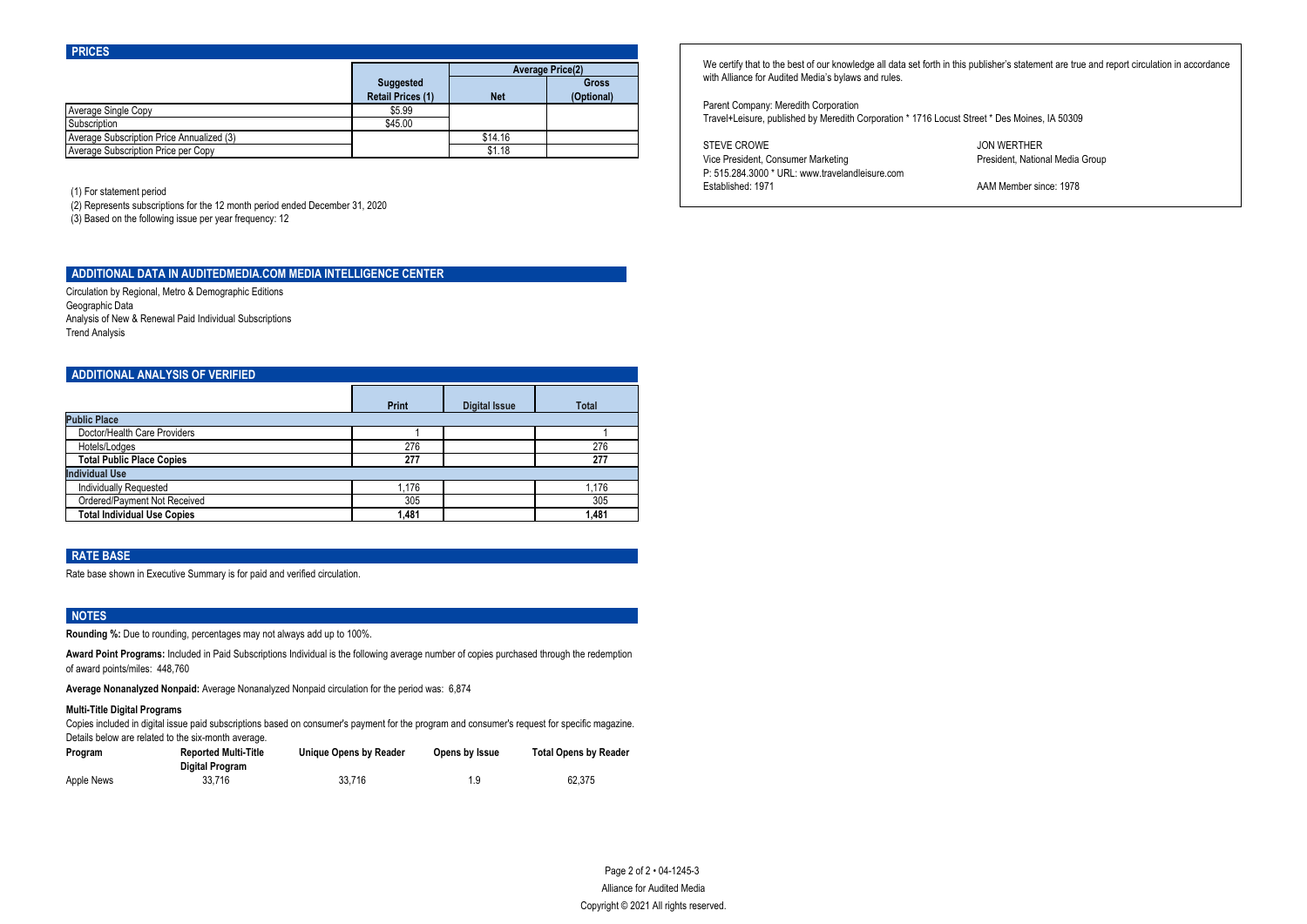## PRICES

| | Suggested Retail Prices (1) | Average Price(2) | |
|---|---|---|---|
| | | Net | Gross (Optional) |
| Average Single Copy | $5.99 | | |
| Subscription | $45.00 | | |
| Average Subscription Price Annualized (3) | | $14.16 | |
| Average Subscription Price per Copy | | $1.18 | |

(1) For statement period

(2) Represents subscriptions for the 12 month period ended December 31, 2020

(3) Based on the following issue per year frequency: 12

## ADDITIONAL DATA IN AUDITEDMEDIA.COM MEDIA INTELLIGENCE CENTER

Circulation by Regional, Metro & Demographic Editions
Geographic Data
Analysis of New & Renewal Paid Individual Subscriptions
Trend Analysis

## ADDITIONAL ANALYSIS OF VERIFIED

| | Print | Digital Issue | Total |
|---|---|---|---|
| **Public Place** | | | |
| Doctor/Health Care Providers | 1 | | 1 |
| Hotels/Lodges | 276 | | 276 |
| **Total Public Place Copies** | **277** | | **277** |
| **Individual Use** | | | |
| Individually Requested | 1,176 | | 1,176 |
| Ordered/Payment Not Received | 305 | | 305 |
| **Total Individual Use Copies** | **1,481** | | **1,481** |

## RATE BASE

Rate base shown in Executive Summary is for paid and verified circulation.

## NOTES

**Rounding %:** Due to rounding, percentages may not always add up to 100%.

**Award Point Programs:** Included in Paid Subscriptions Individual is the following average number of copies purchased through the redemption of award points/miles: 448,760

**Average Nonanalyzed Nonpaid:** Average Nonanalyzed Nonpaid circulation for the period was: 6,874

**Multi-Title Digital Programs**

Copies included in digital issue paid subscriptions based on consumer's payment for the program and consumer's request for specific magazine. Details below are related to the six-month average.

| Program | Reported Multi-Title Digital Program | Unique Opens by Reader | Opens by Issue | Total Opens by Reader |
|---|---|---|---|---|
| Apple News | 33,716 | 33,716 | 1.9 | 62,375 |

We certify that to the best of our knowledge all data set forth in this publisher's statement are true and report circulation in accordance with Alliance for Audited Media's bylaws and rules.

Parent Company: Meredith Corporation
Travel+Leisure, published by Meredith Corporation * 1716 Locust Street * Des Moines, IA 50309

STEVE CROWE
Vice President, Consumer Marketing
P: 515.284.3000 * URL: www.travelandleisure.com
Established: 1971

JON WERTHER
President, National Media Group

AAM Member since: 1978

04-1245-3
Alliance for Audited Media
Copyright © 2021 All rights reserved.